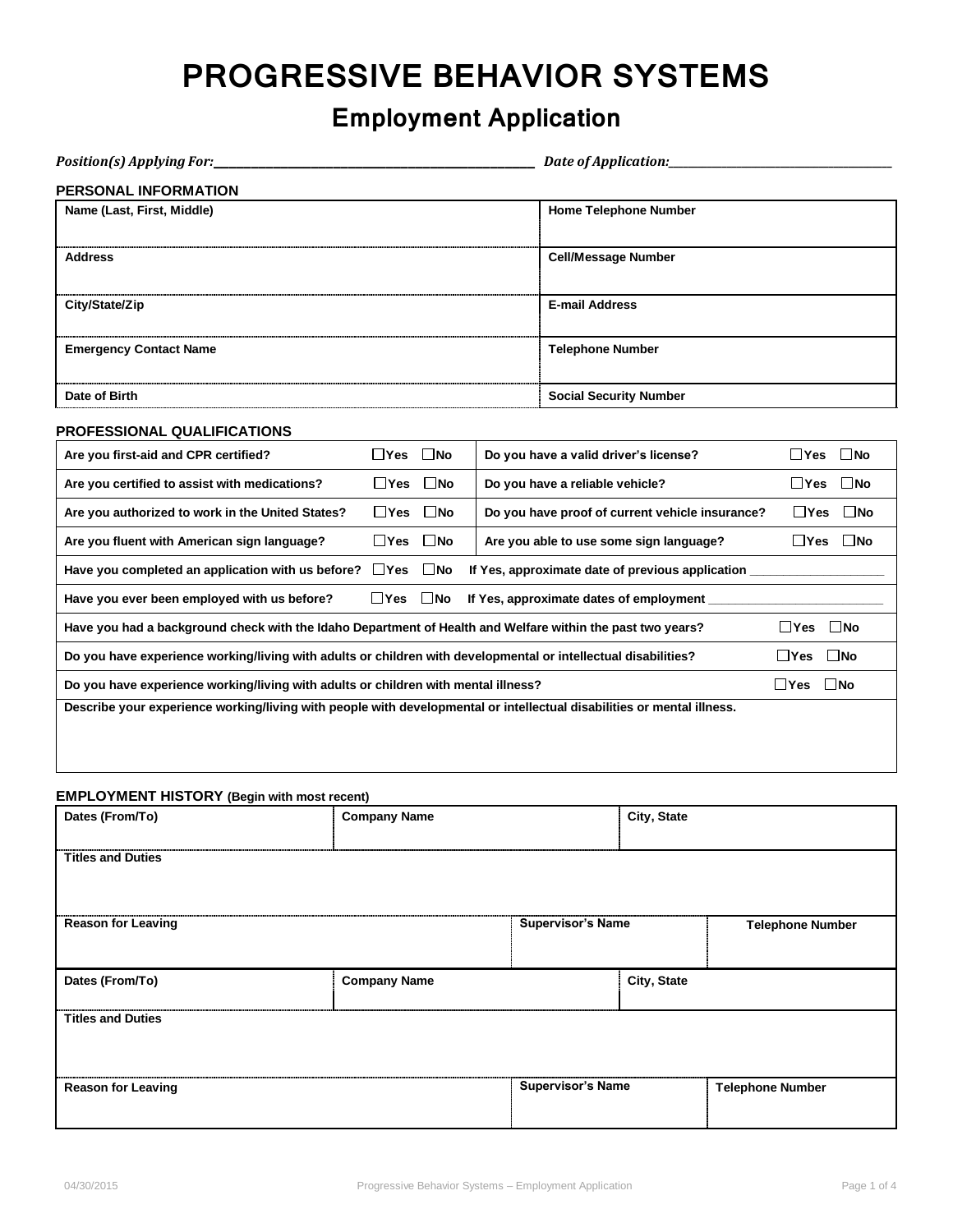# PROGRESSIVE BEHAVIOR SYSTEMS

## Employment Application

***Position(s) Applying For:*** ______________________________ ***Date of Application:*** ______________________

### PERSONAL INFORMATION

| | |
|---|---|
| **Name (Last, First, Middle)** | **Home Telephone Number** |
| **Address** | **Cell/Message Number** |
| **City/State/Zip** | **E-mail Address** |
| **Emergency Contact Name** | **Telephone Number** |
| **Date of Birth** | **Social Security Number** |

### PROFESSIONAL QUALIFICATIONS

| | | | |
|---|---|---|---|
| **Are you first-aid and CPR certified?** | ☐Yes ☐No | **Do you have a valid driver's license?** | ☐Yes ☐No |
| **Are you certified to assist with medications?** | ☐Yes ☐No | **Do you have a reliable vehicle?** | ☐Yes ☐No |
| **Are you authorized to work in the United States?** | ☐Yes ☐No | **Do you have proof of current vehicle insurance?** | ☐Yes ☐No |
| **Are you fluent with American sign language?** | ☐Yes ☐No | **Are you able to use some sign language?** | ☐Yes ☐No |

**Have you completed an application with us before?** ☐Yes ☐No **If Yes, approximate date of previous application** ____________________

**Have you ever been employed with us before?** ☐Yes ☐No **If Yes, approximate dates of employment** ________________________

**Have you had a background check with the Idaho Department of Health and Welfare within the past two years?** ☐Yes ☐No

**Do you have experience working/living with adults or children with developmental or intellectual disabilities?** ☐Yes ☐No

**Do you have experience working/living with adults or children with mental illness?** ☐Yes ☐No

**Describe your experience working/living with people with developmental or intellectual disabilities or mental illness.**

### EMPLOYMENT HISTORY (Begin with most recent)

| | | | |
|---|---|---|---|
| **Dates (From/To)** | **Company Name** | **City, State** | |
| **Titles and Duties** | | | |
| **Reason for Leaving** | | **Supervisor's Name** | **Telephone Number** |
| **Dates (From/To)** | **Company Name** | **City, State** | |
| **Titles and Duties** | | | |
| **Reason for Leaving** | | **Supervisor's Name** | **Telephone Number** |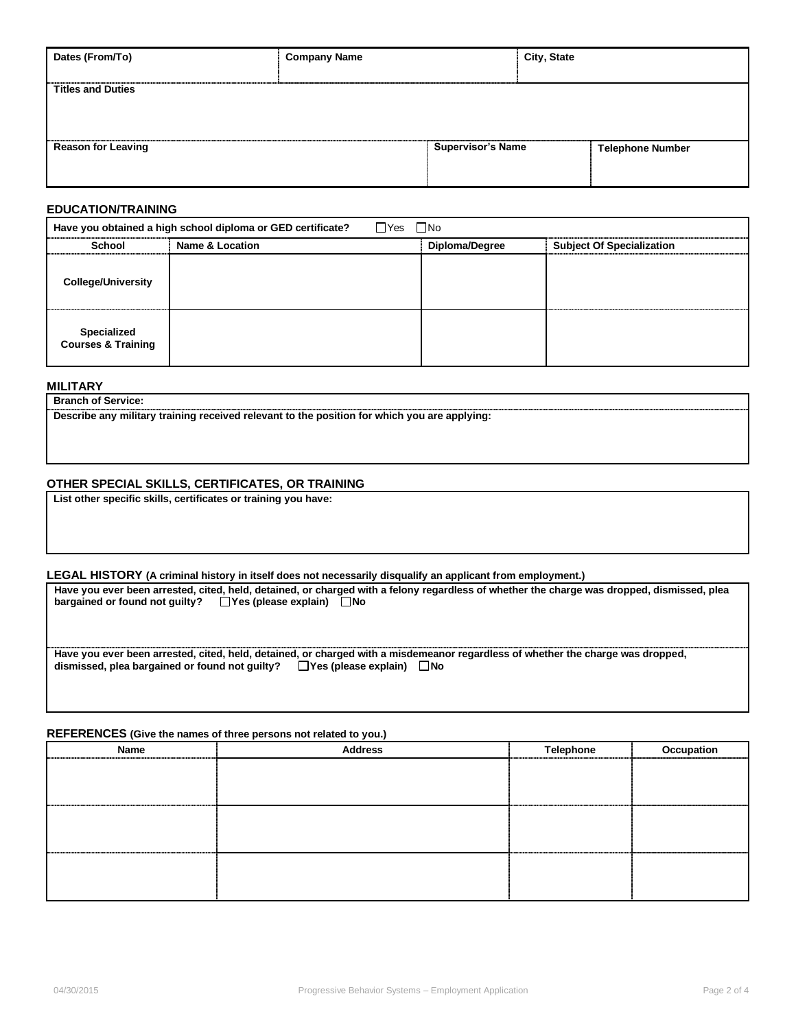| Dates (From/To) | Company Name | City, State |
|---|---|---|
| | | |

| Titles and Duties |
|---|
| |

| Reason for Leaving | Supervisor's Name | Telephone Number |
|---|---|---|
| | | |

## EDUCATION/TRAINING

**Have you obtained a high school diploma or GED certificate?** ☐ Yes ☐ No

| School | Name & Location | Diploma/Degree | Subject Of Specialization |
|---|---|---|---|
| **College/University** | | | |
| **Specialized Courses & Training** | | | |

## MILITARY

**Branch of Service:**

**Describe any military training received relevant to the position for which you are applying:**

## OTHER SPECIAL SKILLS, CERTIFICATES, OR TRAINING

**List other specific skills, certificates or training you have:**

## LEGAL HISTORY (A criminal history in itself does not necessarily disqualify an applicant from employment.)

**Have you ever been arrested, cited, held, detained, or charged with a felony regardless of whether the charge was dropped, dismissed, plea bargained or found not guilty?** ☐ **Yes (please explain)** ☐ **No**

**Have you ever been arrested, cited, held, detained, or charged with a misdemeanor regardless of whether the charge was dropped, dismissed, plea bargained or found not guilty?** ☐ **Yes (please explain)** ☐ **No**

## REFERENCES (Give the names of three persons not related to you.)

| Name | Address | Telephone | Occupation |
|---|---|---|---|
| | | | |
| | | | |
| | | | |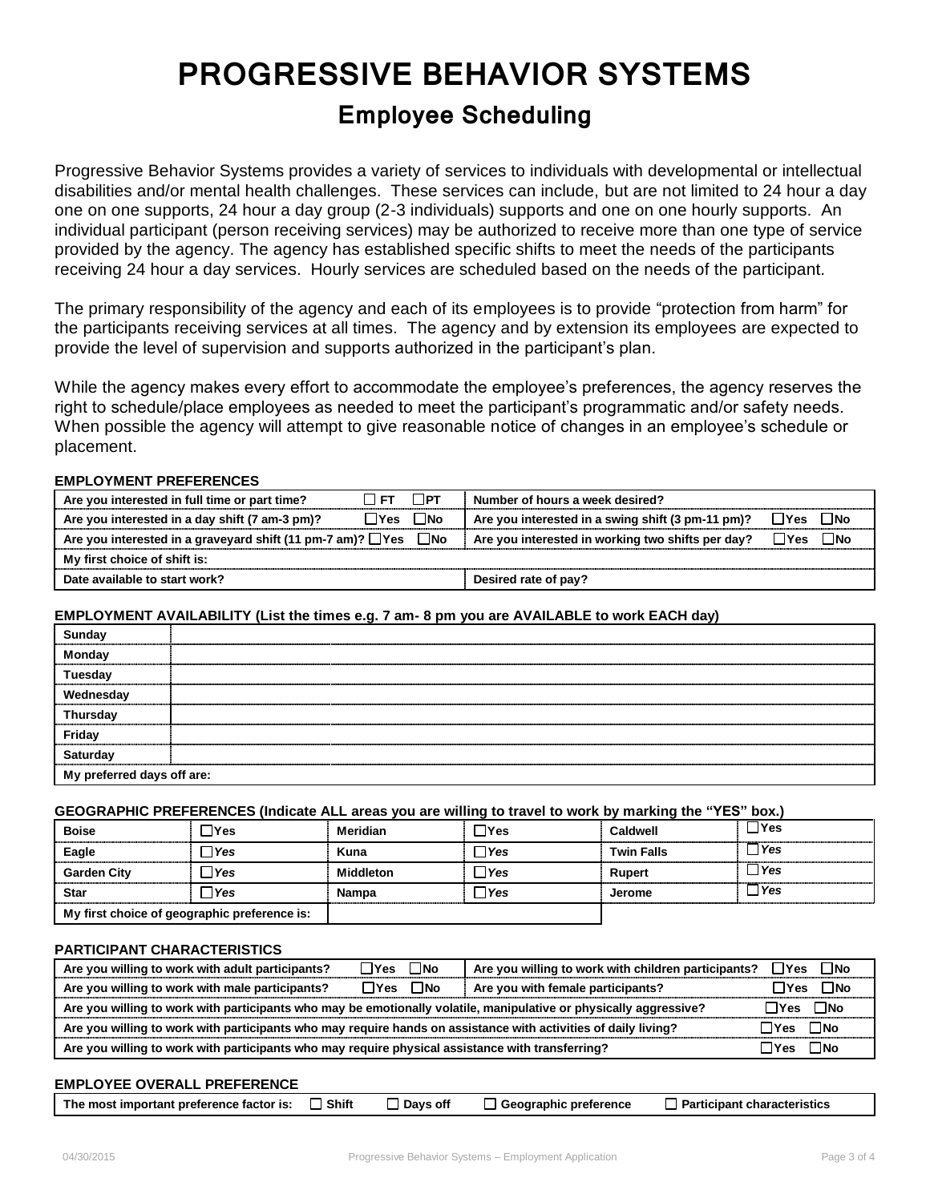# PROGRESSIVE BEHAVIOR SYSTEMS

## Employee Scheduling

Progressive Behavior Systems provides a variety of services to individuals with developmental or intellectual disabilities and/or mental health challenges. These services can include, but are not limited to 24 hour a day one on one supports, 24 hour a day group (2-3 individuals) supports and one on one hourly supports. An individual participant (person receiving services) may be authorized to receive more than one type of service provided by the agency. The agency has established specific shifts to meet the needs of the participants receiving 24 hour a day services. Hourly services are scheduled based on the needs of the participant.

The primary responsibility of the agency and each of its employees is to provide "protection from harm" for the participants receiving services at all times. The agency and by extension its employees are expected to provide the level of supervision and supports authorized in the participant's plan.

While the agency makes every effort to accommodate the employee's preferences, the agency reserves the right to schedule/place employees as needed to meet the participant's programmatic and/or safety needs. When possible the agency will attempt to give reasonable notice of changes in an employee's schedule or placement.

**EMPLOYMENT PREFERENCES**

| | |
|---|---|
| **Are you interested in full time or part time?** ☐ **FT** ☐ **PT** | **Number of hours a week desired?** |
| **Are you interested in a day shift (7 am-3 pm)?** ☐ **Yes** ☐ **No** | **Are you interested in a swing shift (3 pm-11 pm)?** ☐ **Yes** ☐ **No** |
| **Are you interested in a graveyard shift (11 pm-7 am)?** ☐ **Yes** ☐ **No** | **Are you interested in working two shifts per day?** ☐ **Yes** ☐ **No** |
| **My first choice of shift is:** | |
| **Date available to start work?** | **Desired rate of pay?** |

**EMPLOYMENT AVAILABILITY (List the times e.g. 7 am- 8 pm you are AVAILABLE to work EACH day)**

| | |
|---|---|
| **Sunday** | |
| **Monday** | |
| **Tuesday** | |
| **Wednesday** | |
| **Thursday** | |
| **Friday** | |
| **Saturday** | |
| **My preferred days off are:** | |

**GEOGRAPHIC PREFERENCES (Indicate ALL areas you are willing to travel to work by marking the "YES" box.)**

| | | | | | |
|---|---|---|---|---|---|
| **Boise** | ☐ **Yes** | **Meridian** | ☐ **Yes** | **Caldwell** | ☐ **Yes** |
| **Eagle** | ☐ ***Yes*** | **Kuna** | ☐ ***Yes*** | **Twin Falls** | ☐ ***Yes*** |
| **Garden City** | ☐ ***Yes*** | **Middleton** | ☐ ***Yes*** | **Rupert** | ☐ ***Yes*** |
| **Star** | ☐ ***Yes*** | **Nampa** | ☐ ***Yes*** | **Jerome** | ☐ ***Yes*** |
| **My first choice of geographic preference is:** | | | | | |

**PARTICIPANT CHARACTERISTICS**

| | |
|---|---|
| **Are you willing to work with adult participants?** ☐ **Yes** ☐ **No** | **Are you willing to work with children participants?** ☐ **Yes** ☐ **No** |
| **Are you willing to work with male participants?** ☐ **Yes** ☐ **No** | **Are you with female participants?** ☐ **Yes** ☐ **No** |
| **Are you willing to work with participants who may be emotionally volatile, manipulative or physically aggressive?** ☐ **Yes** ☐ **No** | |
| **Are you willing to work with participants who may require hands on assistance with activities of daily living?** ☐ **Yes** ☐ **No** | |
| **Are you willing to work with participants who may require physical assistance with transferring?** ☐ **Yes** ☐ **No** | |

**EMPLOYEE OVERALL PREFERENCE**

| |
|---|
| **The most important preference factor is:** ☐ **Shift** ☐ **Days off** ☐ **Geographic preference** ☐ **Participant characteristics** |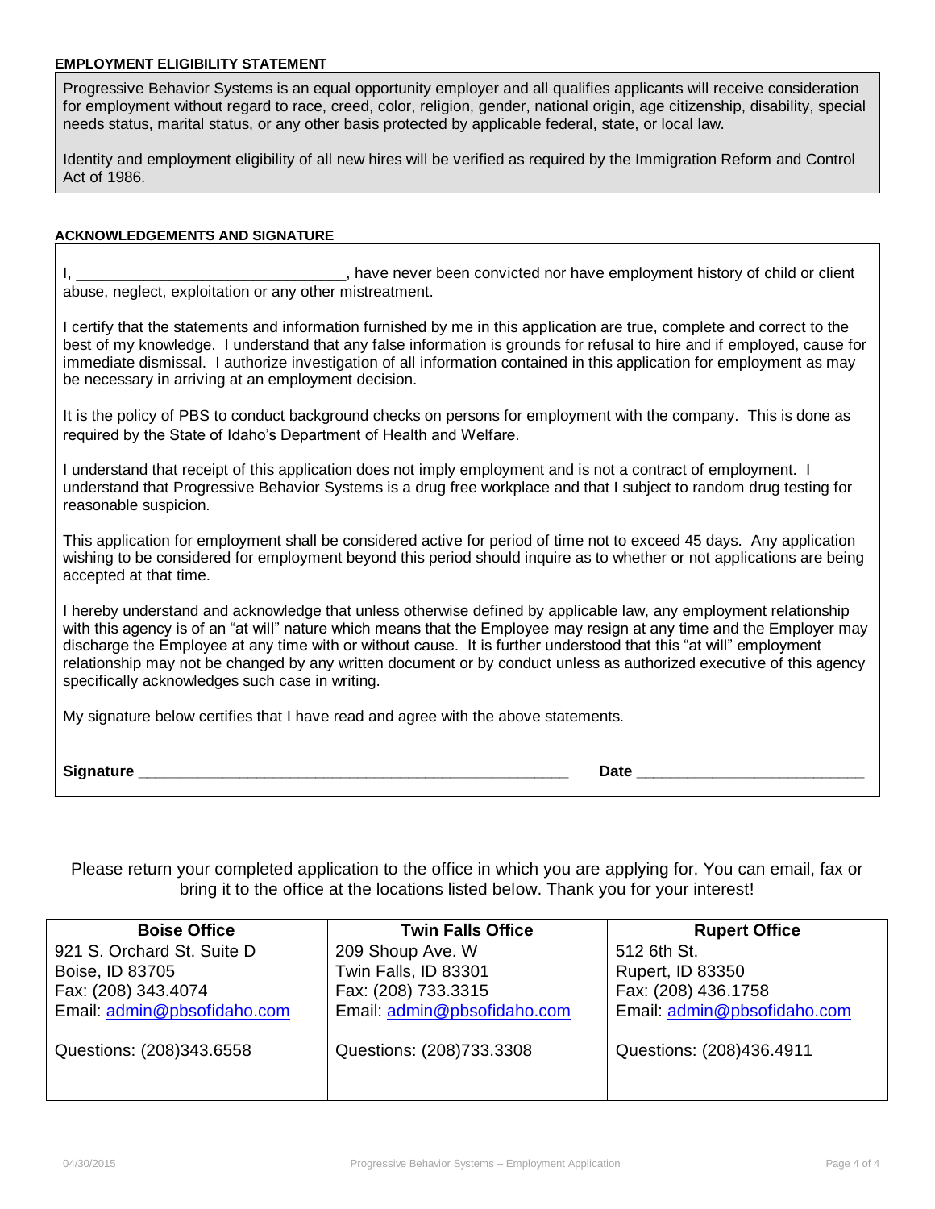#### EMPLOYMENT ELIGIBILITY STATEMENT

Progressive Behavior Systems is an equal opportunity employer and all qualifies applicants will receive consideration for employment without regard to race, creed, color, religion, gender, national origin, age citizenship, disability, special needs status, marital status, or any other basis protected by applicable federal, state, or local law.

Identity and employment eligibility of all new hires will be verified as required by the Immigration Reform and Control Act of 1986.

#### ACKNOWLEDGEMENTS AND SIGNATURE

I, ________________________________, have never been convicted nor have employment history of child or client abuse, neglect, exploitation or any other mistreatment.

I certify that the statements and information furnished by me in this application are true, complete and correct to the best of my knowledge. I understand that any false information is grounds for refusal to hire and if employed, cause for immediate dismissal. I authorize investigation of all information contained in this application for employment as may be necessary in arriving at an employment decision.

It is the policy of PBS to conduct background checks on persons for employment with the company. This is done as required by the State of Idaho's Department of Health and Welfare.

I understand that receipt of this application does not imply employment and is not a contract of employment. I understand that Progressive Behavior Systems is a drug free workplace and that I subject to random drug testing for reasonable suspicion.

This application for employment shall be considered active for period of time not to exceed 45 days. Any application wishing to be considered for employment beyond this period should inquire as to whether or not applications are being accepted at that time.

I hereby understand and acknowledge that unless otherwise defined by applicable law, any employment relationship with this agency is of an "at will" nature which means that the Employee may resign at any time and the Employer may discharge the Employee at any time with or without cause. It is further understood that this "at will" employment relationship may not be changed by any written document or by conduct unless as authorized executive of this agency specifically acknowledges such case in writing.

My signature below certifies that I have read and agree with the above statements.

**Signature** ______________________________________________________ **Date** ___________________________

Please return your completed application to the office in which you are applying for. You can email, fax or bring it to the office at the locations listed below. Thank you for your interest!

| Boise Office | Twin Falls Office | Rupert Office |
|---|---|---|
| 921 S. Orchard St. Suite D<br>Boise, ID 83705<br>Fax: (208) 343.4074<br>Email: admin@pbsofidaho.com<br><br>Questions: (208)343.6558 | 209 Shoup Ave. W<br>Twin Falls, ID 83301<br>Fax: (208) 733.3315<br>Email: admin@pbsofidaho.com<br><br>Questions: (208)733.3308 | 512 6th St.<br>Rupert, ID 83350<br>Fax: (208) 436.1758<br>Email: admin@pbsofidaho.com<br><br>Questions: (208)436.4911 |